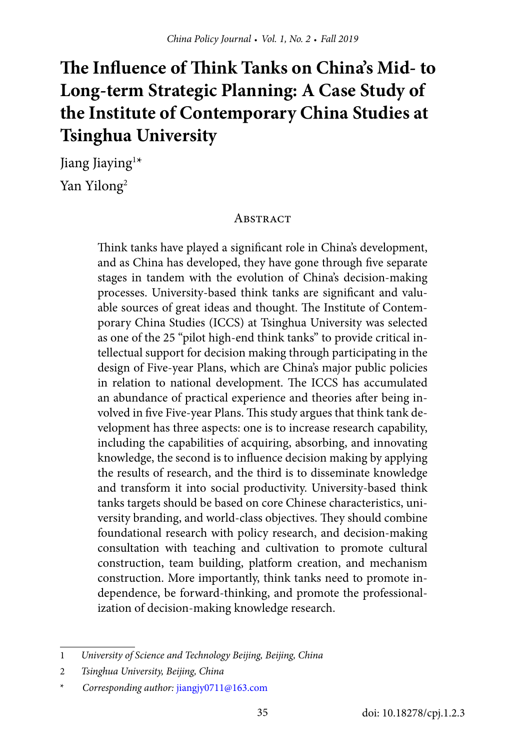# The Influence of Think Tanks on China's Mid- to Long-term Strategic Planning: A Case Study of the Institute of Contemporary China Studies at Tsinghua University

Jiang Jiaying[1]*

Yan Yilong[2]

## Abstract

Think tanks have played a significant role in China's development, and as China has developed, they have gone through five separate stages in tandem with the evolution of China's decision-making processes. University-based think tanks are significant and valuable sources of great ideas and thought. The Institute of Contemporary China Studies (ICCS) at Tsinghua University was selected as one of the 25 "pilot high-end think tanks" to provide critical intellectual support for decision making through participating in the design of Five-year Plans, which are China's major public policies in relation to national development. The ICCS has accumulated an abundance of practical experience and theories after being involved in five Five-year Plans. This study argues that think tank development has three aspects: one is to increase research capability, including the capabilities of acquiring, absorbing, and innovating knowledge, the second is to influence decision making by applying the results of research, and the third is to disseminate knowledge and transform it into social productivity. University-based think tanks targets should be based on core Chinese characteristics, university branding, and world-class objectives. They should combine foundational research with policy research, and decision-making consultation with teaching and cultivation to promote cultural construction, team building, platform creation, and mechanism construction. More importantly, think tanks need to promote independence, be forward-thinking, and promote the professionalization of decision-making knowledge research.

---

1 *University of Science and Technology Beijing, Beijing, China*

2 *Tsinghua University, Beijing, China*

\* *Corresponding author:* jiangjy0711@163.com

doi: 10.18278/cpj.1.2.3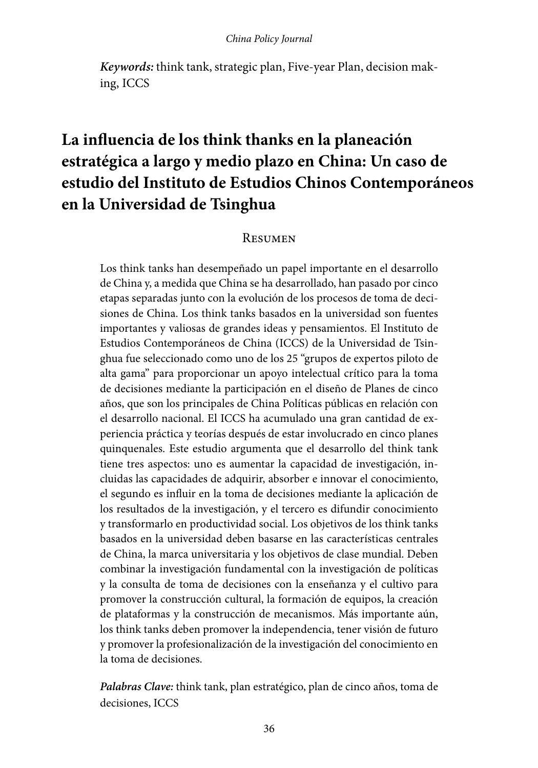*Keywords:* think tank, strategic plan, Five-year Plan, decision making, ICCS

# La influencia de los think thanks en la planeación estratégica a largo y medio plazo en China: Un caso de estudio del Instituto de Estudios Chinos Contemporáneos en la Universidad de Tsinghua

## Resumen

Los think tanks han desempeñado un papel importante en el desarrollo de China y, a medida que China se ha desarrollado, han pasado por cinco etapas separadas junto con la evolución de los procesos de toma de decisiones de China. Los think tanks basados en la universidad son fuentes importantes y valiosas de grandes ideas y pensamientos. El Instituto de Estudios Contemporáneos de China (ICCS) de la Universidad de Tsinghua fue seleccionado como uno de los 25 "grupos de expertos piloto de alta gama" para proporcionar un apoyo intelectual crítico para la toma de decisiones mediante la participación en el diseño de Planes de cinco años, que son los principales de China Políticas públicas en relación con el desarrollo nacional. El ICCS ha acumulado una gran cantidad de experiencia práctica y teorías después de estar involucrado en cinco planes quinquenales. Este estudio argumenta que el desarrollo del think tank tiene tres aspectos: uno es aumentar la capacidad de investigación, incluidas las capacidades de adquirir, absorber e innovar el conocimiento, el segundo es influir en la toma de decisiones mediante la aplicación de los resultados de la investigación, y el tercero es difundir conocimiento y transformarlo en productividad social. Los objetivos de los think tanks basados en la universidad deben basarse en las características centrales de China, la marca universitaria y los objetivos de clase mundial. Deben combinar la investigación fundamental con la investigación de políticas y la consulta de toma de decisiones con la enseñanza y el cultivo para promover la construcción cultural, la formación de equipos, la creación de plataformas y la construcción de mecanismos. Más importante aún, los think tanks deben promover la independencia, tener visión de futuro y promover la profesionalización de la investigación del conocimiento en la toma de decisiones.

*Palabras Clave:* think tank, plan estratégico, plan de cinco años, toma de decisiones, ICCS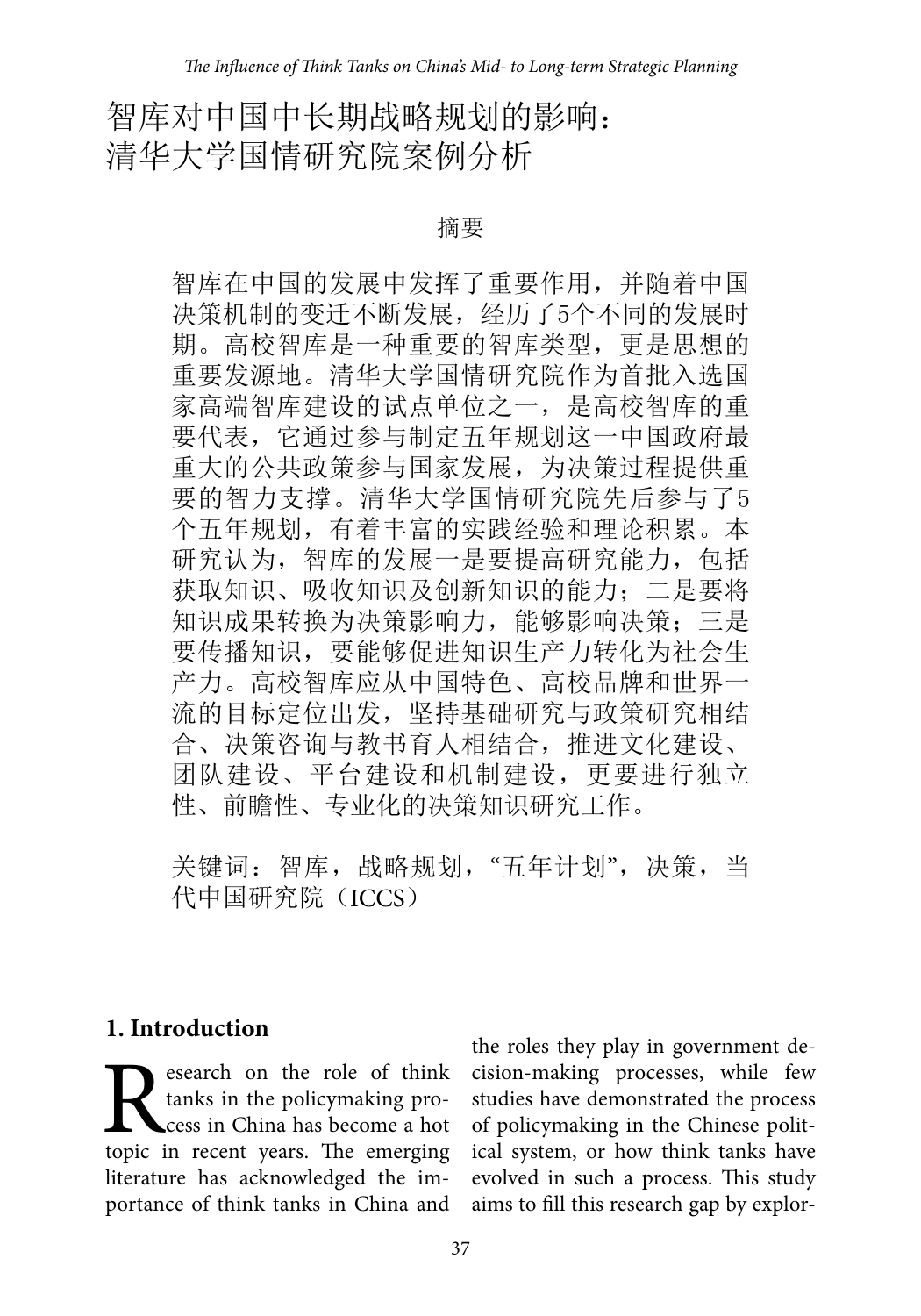# 智库对中国中长期战略规划的影响：清华大学国情研究院案例分析

## 摘要

智库在中国的发展中发挥了重要作用，并随着中国决策机制的变迁不断发展，经历了5个不同的发展时期。高校智库是一种重要的智库类型，更是思想的重要发源地。清华大学国情研究院作为首批入选国家高端智库建设的试点单位之一，是高校智库的重要代表，它通过参与制定五年规划这一中国政府最重大的公共政策参与国家发展，为决策过程提供重要的智力支撑。清华大学国情研究院先后参与了5个五年规划，有着丰富的实践经验和理论积累。本研究认为，智库的发展一是要提高研究能力，包括获取知识、吸收知识及创新知识的能力；二是要将知识成果转换为决策影响力，能够影响决策；三是要传播知识，要能够促进知识生产力转化为社会生产力。高校智库应从中国特色、高校品牌和世界一流的目标定位出发，坚持基础研究与政策研究相结合、决策咨询与教书育人相结合，推进文化建设、团队建设、平台建设和机制建设，更要进行独立性、前瞻性、专业化的决策知识研究工作。

关键词：智库，战略规划，"五年计划"，决策，当代中国研究院（ICCS）

## 1. Introduction

Research on the role of think tanks in the policymaking process in China has become a hot topic in recent years. The emerging literature has acknowledged the importance of think tanks in China and the roles they play in government decision-making processes, while few studies have demonstrated the process of policymaking in the Chinese political system, or how think tanks have evolved in such a process. This study aims to fill this research gap by explor-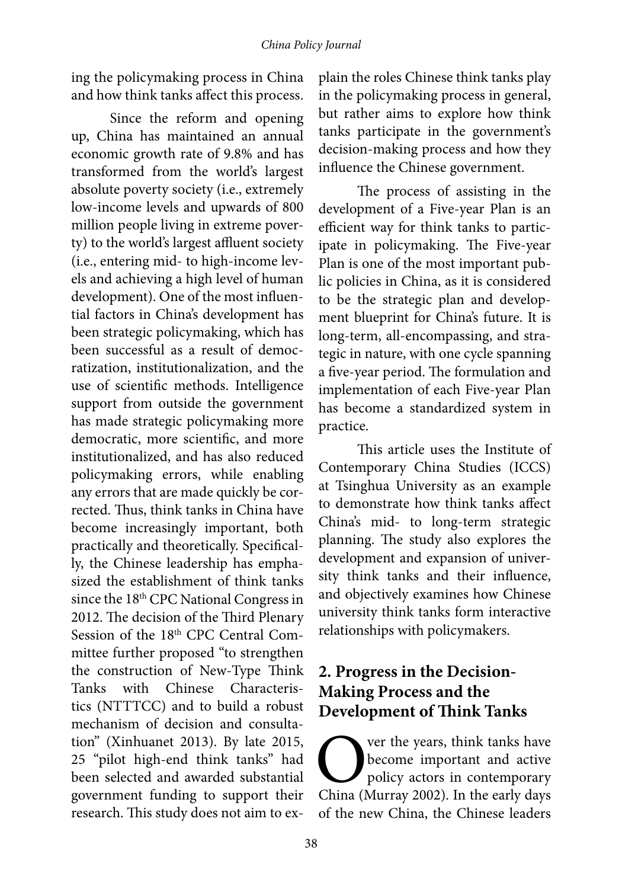ing the policymaking process in China and how think tanks affect this process.

Since the reform and opening up, China has maintained an annual economic growth rate of 9.8% and has transformed from the world's largest absolute poverty society (i.e., extremely low-income levels and upwards of 800 million people living in extreme poverty) to the world's largest affluent society (i.e., entering mid- to high-income levels and achieving a high level of human development). One of the most influential factors in China's development has been strategic policymaking, which has been successful as a result of democratization, institutionalization, and the use of scientific methods. Intelligence support from outside the government has made strategic policymaking more democratic, more scientific, and more institutionalized, and has also reduced policymaking errors, while enabling any errors that are made quickly be corrected. Thus, think tanks in China have become increasingly important, both practically and theoretically. Specifically, the Chinese leadership has emphasized the establishment of think tanks since the 18th CPC National Congress in 2012. The decision of the Third Plenary Session of the 18th CPC Central Committee further proposed "to strengthen the construction of New-Type Think Tanks with Chinese Characteristics (NTTTCC) and to build a robust mechanism of decision and consultation" (Xinhuanet 2013). By late 2015, 25 "pilot high-end think tanks" had been selected and awarded substantial government funding to support their research. This study does not aim to explain the roles Chinese think tanks play in the policymaking process in general, but rather aims to explore how think tanks participate in the government's decision-making process and how they influence the Chinese government.

The process of assisting in the development of a Five-year Plan is an efficient way for think tanks to participate in policymaking. The Five-year Plan is one of the most important public policies in China, as it is considered to be the strategic plan and development blueprint for China's future. It is long-term, all-encompassing, and strategic in nature, with one cycle spanning a five-year period. The formulation and implementation of each Five-year Plan has become a standardized system in practice.

This article uses the Institute of Contemporary China Studies (ICCS) at Tsinghua University as an example to demonstrate how think tanks affect China's mid- to long-term strategic planning. The study also explores the development and expansion of university think tanks and their influence, and objectively examines how Chinese university think tanks form interactive relationships with policymakers.

## 2. Progress in the Decision-Making Process and the Development of Think Tanks

Over the years, think tanks have become important and active policy actors in contemporary China (Murray 2002). In the early days of the new China, the Chinese leaders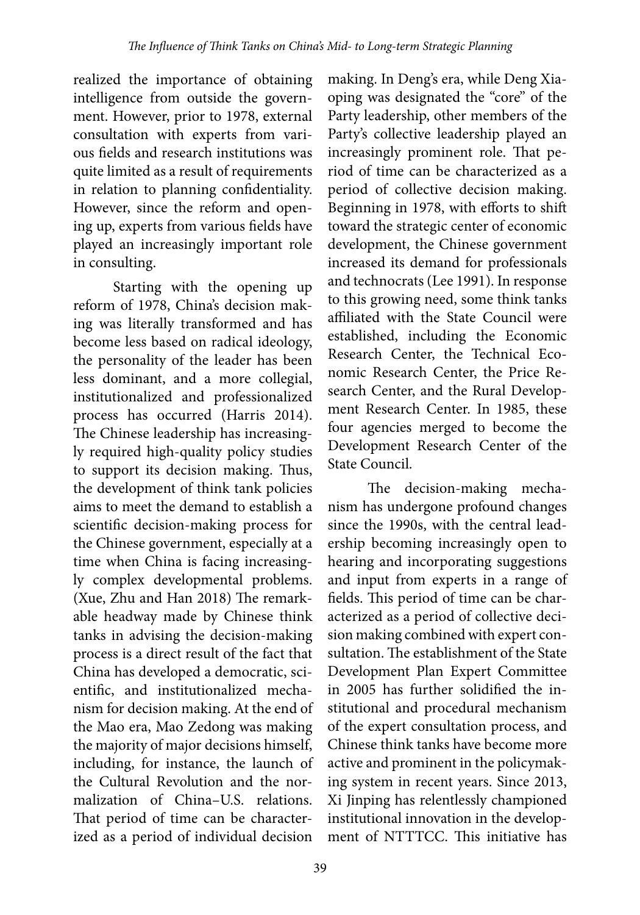realized the importance of obtaining intelligence from outside the government. However, prior to 1978, external consultation with experts from various fields and research institutions was quite limited as a result of requirements in relation to planning confidentiality. However, since the reform and opening up, experts from various fields have played an increasingly important role in consulting.

Starting with the opening up reform of 1978, China's decision making was literally transformed and has become less based on radical ideology, the personality of the leader has been less dominant, and a more collegial, institutionalized and professionalized process has occurred (Harris 2014). The Chinese leadership has increasingly required high-quality policy studies to support its decision making. Thus, the development of think tank policies aims to meet the demand to establish a scientific decision-making process for the Chinese government, especially at a time when China is facing increasingly complex developmental problems. (Xue, Zhu and Han 2018) The remarkable headway made by Chinese think tanks in advising the decision-making process is a direct result of the fact that China has developed a democratic, scientific, and institutionalized mechanism for decision making. At the end of the Mao era, Mao Zedong was making the majority of major decisions himself, including, for instance, the launch of the Cultural Revolution and the normalization of China–U.S. relations. That period of time can be characterized as a period of individual decision making. In Deng's era, while Deng Xiaoping was designated the "core" of the Party leadership, other members of the Party's collective leadership played an increasingly prominent role. That period of time can be characterized as a period of collective decision making. Beginning in 1978, with efforts to shift toward the strategic center of economic development, the Chinese government increased its demand for professionals and technocrats (Lee 1991). In response to this growing need, some think tanks affiliated with the State Council were established, including the Economic Research Center, the Technical Economic Research Center, the Price Research Center, and the Rural Development Research Center. In 1985, these four agencies merged to become the Development Research Center of the State Council.

The decision-making mechanism has undergone profound changes since the 1990s, with the central leadership becoming increasingly open to hearing and incorporating suggestions and input from experts in a range of fields. This period of time can be characterized as a period of collective decision making combined with expert consultation. The establishment of the State Development Plan Expert Committee in 2005 has further solidified the institutional and procedural mechanism of the expert consultation process, and Chinese think tanks have become more active and prominent in the policymaking system in recent years. Since 2013, Xi Jinping has relentlessly championed institutional innovation in the development of NTTTCC. This initiative has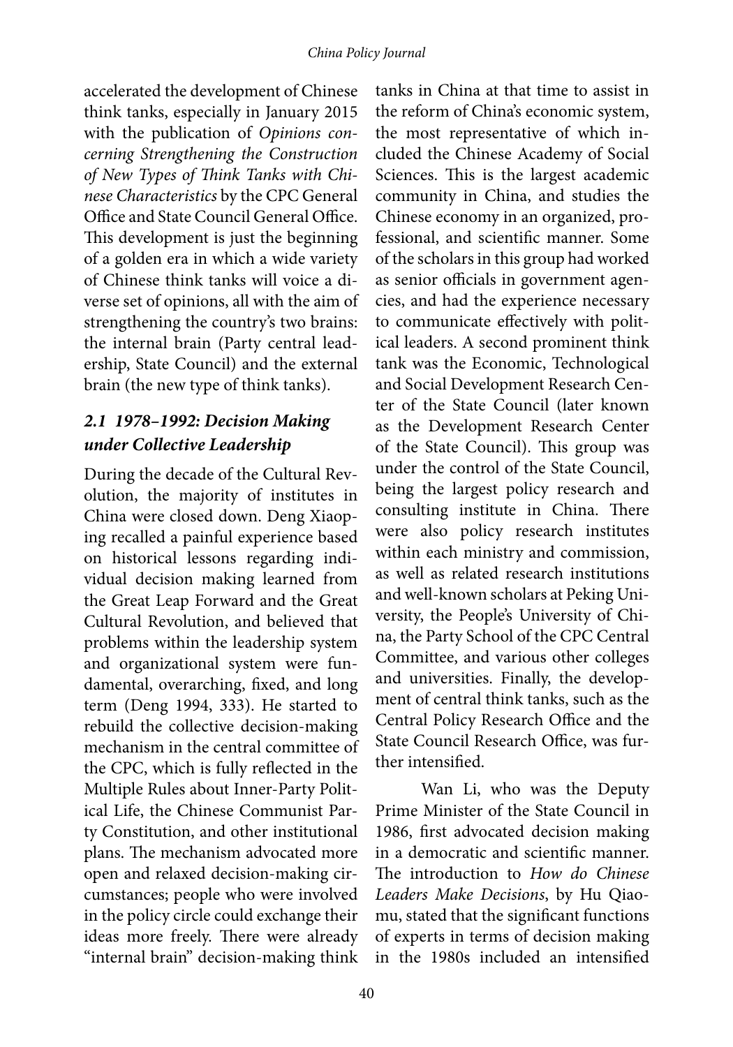accelerated the development of Chinese think tanks, especially in January 2015 with the publication of *Opinions concerning Strengthening the Construction of New Types of Think Tanks with Chinese Characteristics* by the CPC General Office and State Council General Office. This development is just the beginning of a golden era in which a wide variety of Chinese think tanks will voice a diverse set of opinions, all with the aim of strengthening the country's two brains: the internal brain (Party central leadership, State Council) and the external brain (the new type of think tanks).

### *2.1 1978–1992: Decision Making under Collective Leadership*

During the decade of the Cultural Revolution, the majority of institutes in China were closed down. Deng Xiaoping recalled a painful experience based on historical lessons regarding individual decision making learned from the Great Leap Forward and the Great Cultural Revolution, and believed that problems within the leadership system and organizational system were fundamental, overarching, fixed, and long term (Deng 1994, 333). He started to rebuild the collective decision-making mechanism in the central committee of the CPC, which is fully reflected in the Multiple Rules about Inner-Party Political Life, the Chinese Communist Party Constitution, and other institutional plans. The mechanism advocated more open and relaxed decision-making circumstances; people who were involved in the policy circle could exchange their ideas more freely. There were already "internal brain" decision-making think tanks in China at that time to assist in the reform of China's economic system, the most representative of which included the Chinese Academy of Social Sciences. This is the largest academic community in China, and studies the Chinese economy in an organized, professional, and scientific manner. Some of the scholars in this group had worked as senior officials in government agencies, and had the experience necessary to communicate effectively with political leaders. A second prominent think tank was the Economic, Technological and Social Development Research Center of the State Council (later known as the Development Research Center of the State Council). This group was under the control of the State Council, being the largest policy research and consulting institute in China. There were also policy research institutes within each ministry and commission, as well as related research institutions and well-known scholars at Peking University, the People's University of China, the Party School of the CPC Central Committee, and various other colleges and universities. Finally, the development of central think tanks, such as the Central Policy Research Office and the State Council Research Office, was further intensified.

Wan Li, who was the Deputy Prime Minister of the State Council in 1986, first advocated decision making in a democratic and scientific manner. The introduction to *How do Chinese Leaders Make Decisions*, by Hu Qiaomu, stated that the significant functions of experts in terms of decision making in the 1980s included an intensified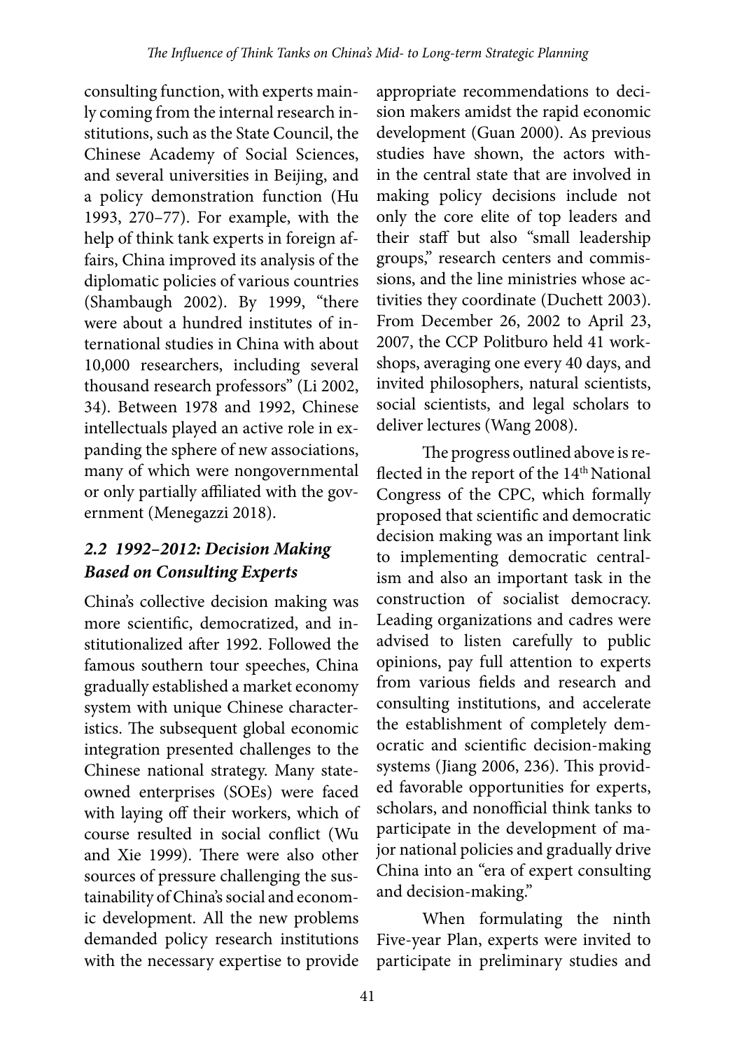consulting function, with experts mainly coming from the internal research institutions, such as the State Council, the Chinese Academy of Social Sciences, and several universities in Beijing, and a policy demonstration function (Hu 1993, 270–77). For example, with the help of think tank experts in foreign affairs, China improved its analysis of the diplomatic policies of various countries (Shambaugh 2002). By 1999, "there were about a hundred institutes of international studies in China with about 10,000 researchers, including several thousand research professors" (Li 2002, 34). Between 1978 and 1992, Chinese intellectuals played an active role in expanding the sphere of new associations, many of which were nongovernmental or only partially affiliated with the government (Menegazzi 2018).

### *2.2 1992–2012: Decision Making Based on Consulting Experts*

China's collective decision making was more scientific, democratized, and institutionalized after 1992. Followed the famous southern tour speeches, China gradually established a market economy system with unique Chinese characteristics. The subsequent global economic integration presented challenges to the Chinese national strategy. Many state-owned enterprises (SOEs) were faced with laying off their workers, which of course resulted in social conflict (Wu and Xie 1999). There were also other sources of pressure challenging the sustainability of China's social and economic development. All the new problems demanded policy research institutions with the necessary expertise to provide appropriate recommendations to decision makers amidst the rapid economic development (Guan 2000). As previous studies have shown, the actors within the central state that are involved in making policy decisions include not only the core elite of top leaders and their staff but also "small leadership groups," research centers and commissions, and the line ministries whose activities they coordinate (Duchett 2003). From December 26, 2002 to April 23, 2007, the CCP Politburo held 41 workshops, averaging one every 40 days, and invited philosophers, natural scientists, social scientists, and legal scholars to deliver lectures (Wang 2008).

The progress outlined above is reflected in the report of the 14th National Congress of the CPC, which formally proposed that scientific and democratic decision making was an important link to implementing democratic centralism and also an important task in the construction of socialist democracy. Leading organizations and cadres were advised to listen carefully to public opinions, pay full attention to experts from various fields and research and consulting institutions, and accelerate the establishment of completely democratic and scientific decision-making systems (Jiang 2006, 236). This provided favorable opportunities for experts, scholars, and nonofficial think tanks to participate in the development of major national policies and gradually drive China into an "era of expert consulting and decision-making."

When formulating the ninth Five-year Plan, experts were invited to participate in preliminary studies and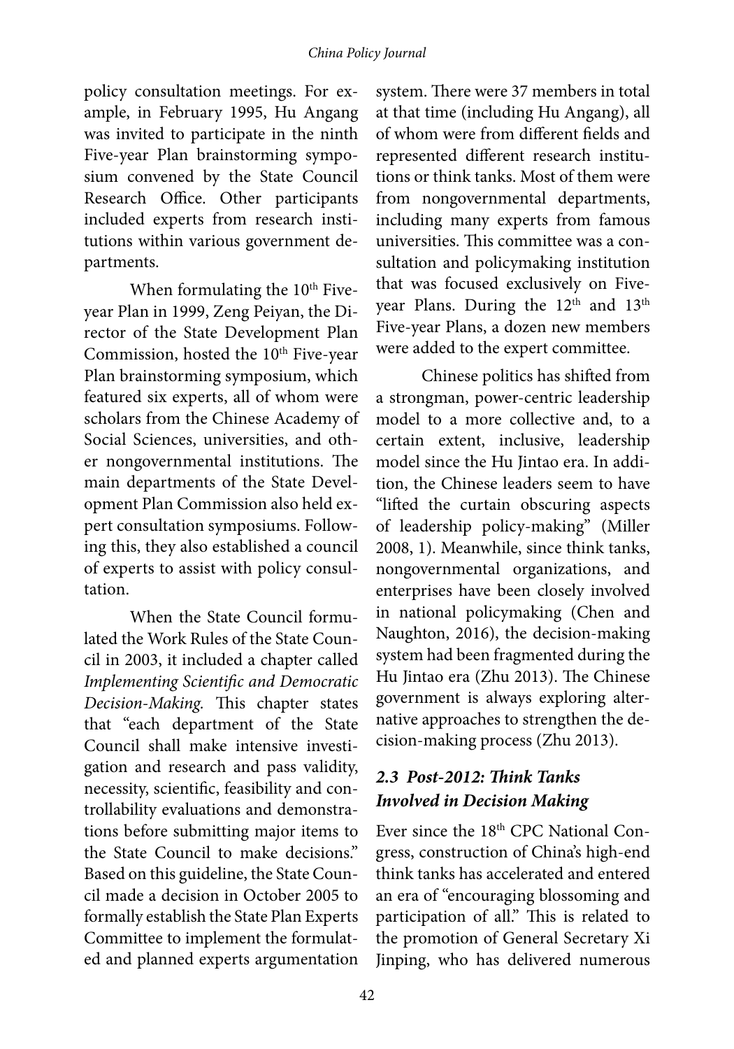policy consultation meetings. For example, in February 1995, Hu Angang was invited to participate in the ninth Five-year Plan brainstorming symposium convened by the State Council Research Office. Other participants included experts from research institutions within various government departments.

When formulating the 10th Five-year Plan in 1999, Zeng Peiyan, the Director of the State Development Plan Commission, hosted the 10th Five-year Plan brainstorming symposium, which featured six experts, all of whom were scholars from the Chinese Academy of Social Sciences, universities, and other nongovernmental institutions. The main departments of the State Development Plan Commission also held expert consultation symposiums. Following this, they also established a council of experts to assist with policy consultation.

When the State Council formulated the Work Rules of the State Council in 2003, it included a chapter called *Implementing Scientific and Democratic Decision-Making.* This chapter states that "each department of the State Council shall make intensive investigation and research and pass validity, necessity, scientific, feasibility and controllability evaluations and demonstrations before submitting major items to the State Council to make decisions." Based on this guideline, the State Council made a decision in October 2005 to formally establish the State Plan Experts Committee to implement the formulated and planned experts argumentation system. There were 37 members in total at that time (including Hu Angang), all of whom were from different fields and represented different research institutions or think tanks. Most of them were from nongovernmental departments, including many experts from famous universities. This committee was a consultation and policymaking institution that was focused exclusively on Five-year Plans. During the 12th and 13th Five-year Plans, a dozen new members were added to the expert committee.

Chinese politics has shifted from a strongman, power-centric leadership model to a more collective and, to a certain extent, inclusive, leadership model since the Hu Jintao era. In addition, the Chinese leaders seem to have "lifted the curtain obscuring aspects of leadership policy-making" (Miller 2008, 1). Meanwhile, since think tanks, nongovernmental organizations, and enterprises have been closely involved in national policymaking (Chen and Naughton, 2016), the decision-making system had been fragmented during the Hu Jintao era (Zhu 2013). The Chinese government is always exploring alternative approaches to strengthen the decision-making process (Zhu 2013).

### *2.3 Post-2012: Think Tanks Involved in Decision Making*

Ever since the 18th CPC National Congress, construction of China's high-end think tanks has accelerated and entered an era of "encouraging blossoming and participation of all." This is related to the promotion of General Secretary Xi Jinping, who has delivered numerous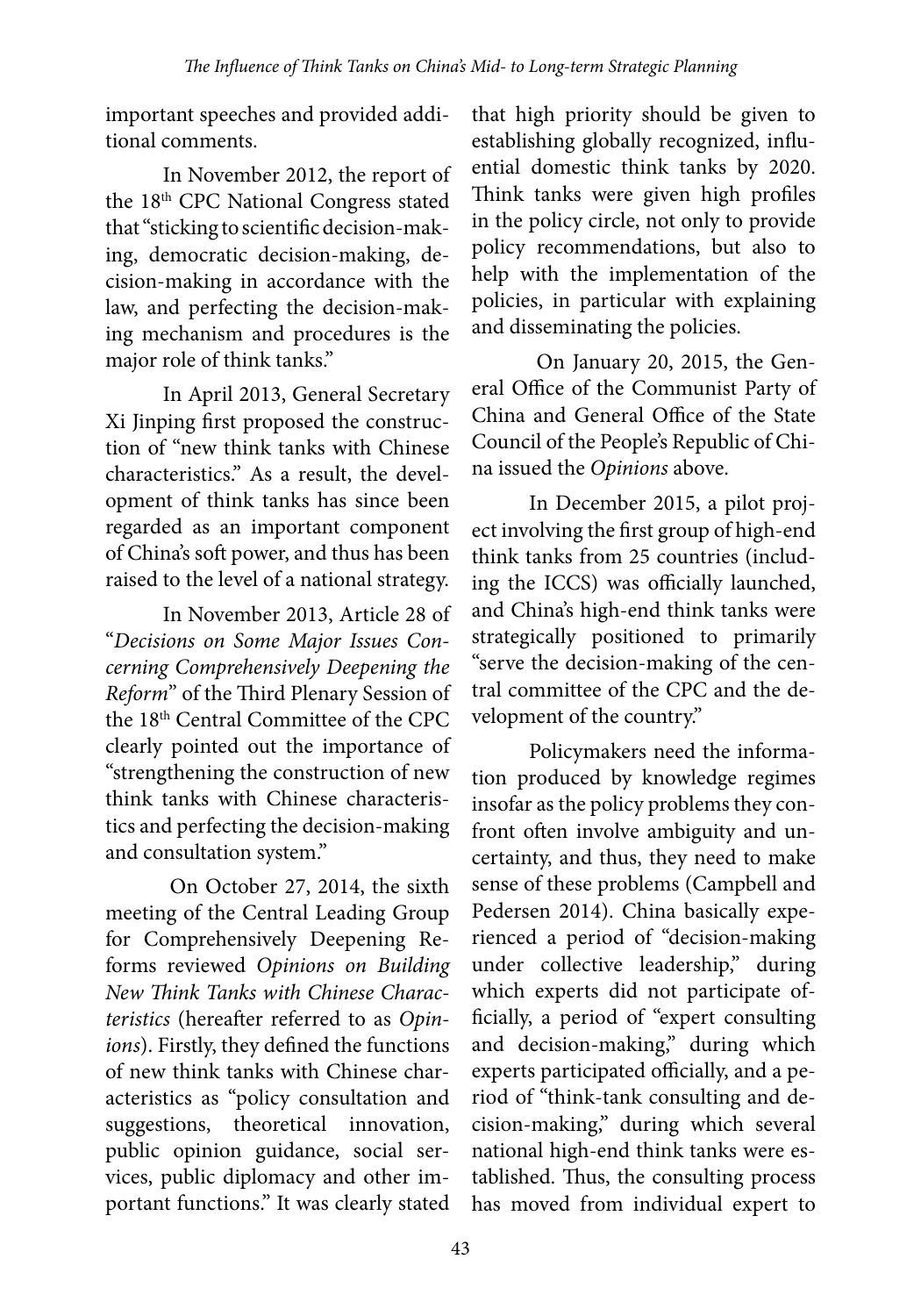important speeches and provided additional comments.

In November 2012, the report of the 18th CPC National Congress stated that "sticking to scientific decision-making, democratic decision-making, decision-making in accordance with the law, and perfecting the decision-making mechanism and procedures is the major role of think tanks."

In April 2013, General Secretary Xi Jinping first proposed the construction of "new think tanks with Chinese characteristics." As a result, the development of think tanks has since been regarded as an important component of China's soft power, and thus has been raised to the level of a national strategy.

In November 2013, Article 28 of "*Decisions on Some Major Issues Concerning Comprehensively Deepening the Reform*" of the Third Plenary Session of the 18th Central Committee of the CPC clearly pointed out the importance of "strengthening the construction of new think tanks with Chinese characteristics and perfecting the decision-making and consultation system."

On October 27, 2014, the sixth meeting of the Central Leading Group for Comprehensively Deepening Reforms reviewed *Opinions on Building New Think Tanks with Chinese Characteristics* (hereafter referred to as *Opinions*). Firstly, they defined the functions of new think tanks with Chinese characteristics as "policy consultation and suggestions, theoretical innovation, public opinion guidance, social services, public diplomacy and other important functions." It was clearly stated that high priority should be given to establishing globally recognized, influential domestic think tanks by 2020. Think tanks were given high profiles in the policy circle, not only to provide policy recommendations, but also to help with the implementation of the policies, in particular with explaining and disseminating the policies.

On January 20, 2015, the General Office of the Communist Party of China and General Office of the State Council of the People's Republic of China issued the *Opinions* above.

In December 2015, a pilot project involving the first group of high-end think tanks from 25 countries (including the ICCS) was officially launched, and China's high-end think tanks were strategically positioned to primarily "serve the decision-making of the central committee of the CPC and the development of the country."

Policymakers need the information produced by knowledge regimes insofar as the policy problems they confront often involve ambiguity and uncertainty, and thus, they need to make sense of these problems (Campbell and Pedersen 2014). China basically experienced a period of "decision-making under collective leadership," during which experts did not participate officially, a period of "expert consulting and decision-making," during which experts participated officially, and a period of "think-tank consulting and decision-making," during which several national high-end think tanks were established. Thus, the consulting process has moved from individual expert to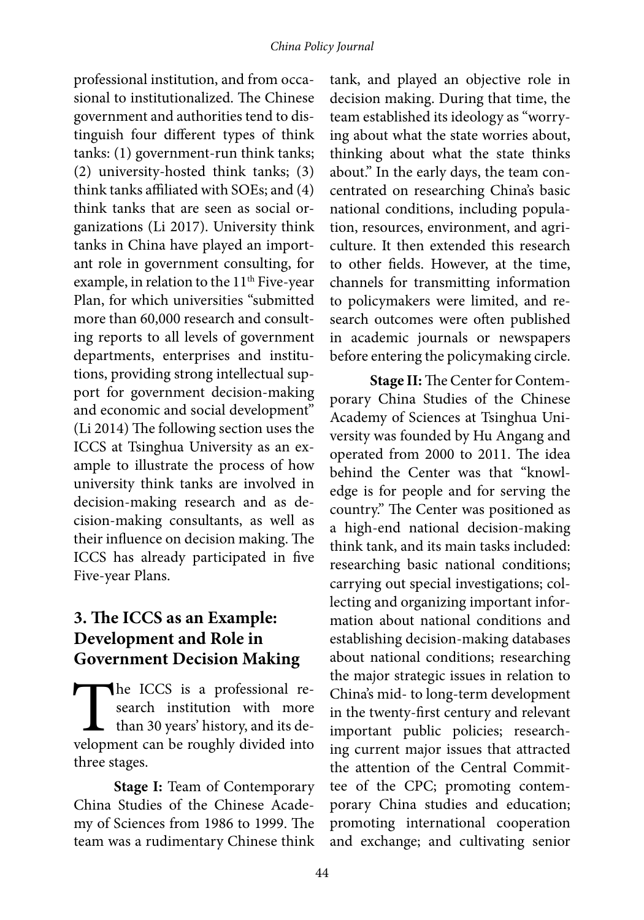professional institution, and from occasional to institutionalized. The Chinese government and authorities tend to distinguish four different types of think tanks: (1) government-run think tanks; (2) university-hosted think tanks; (3) think tanks affiliated with SOEs; and (4) think tanks that are seen as social organizations (Li 2017). University think tanks in China have played an important role in government consulting, for example, in relation to the 11th Five-year Plan, for which universities "submitted more than 60,000 research and consulting reports to all levels of government departments, enterprises and institutions, providing strong intellectual support for government decision-making and economic and social development" (Li 2014) The following section uses the ICCS at Tsinghua University as an example to illustrate the process of how university think tanks are involved in decision-making research and as decision-making consultants, as well as their influence on decision making. The ICCS has already participated in five Five-year Plans.

## 3. The ICCS as an Example: Development and Role in Government Decision Making

The ICCS is a professional research institution with more than 30 years' history, and its development can be roughly divided into three stages.

**Stage I:** Team of Contemporary China Studies of the Chinese Academy of Sciences from 1986 to 1999. The team was a rudimentary Chinese think tank, and played an objective role in decision making. During that time, the team established its ideology as "worrying about what the state worries about, thinking about what the state thinks about." In the early days, the team concentrated on researching China's basic national conditions, including population, resources, environment, and agriculture. It then extended this research to other fields. However, at the time, channels for transmitting information to policymakers were limited, and research outcomes were often published in academic journals or newspapers before entering the policymaking circle.

**Stage II:** The Center for Contemporary China Studies of the Chinese Academy of Sciences at Tsinghua University was founded by Hu Angang and operated from 2000 to 2011. The idea behind the Center was that "knowledge is for people and for serving the country." The Center was positioned as a high-end national decision-making think tank, and its main tasks included: researching basic national conditions; carrying out special investigations; collecting and organizing important information about national conditions and establishing decision-making databases about national conditions; researching the major strategic issues in relation to China's mid- to long-term development in the twenty-first century and relevant important public policies; researching current major issues that attracted the attention of the Central Committee of the CPC; promoting contemporary China studies and education; promoting international cooperation and exchange; and cultivating senior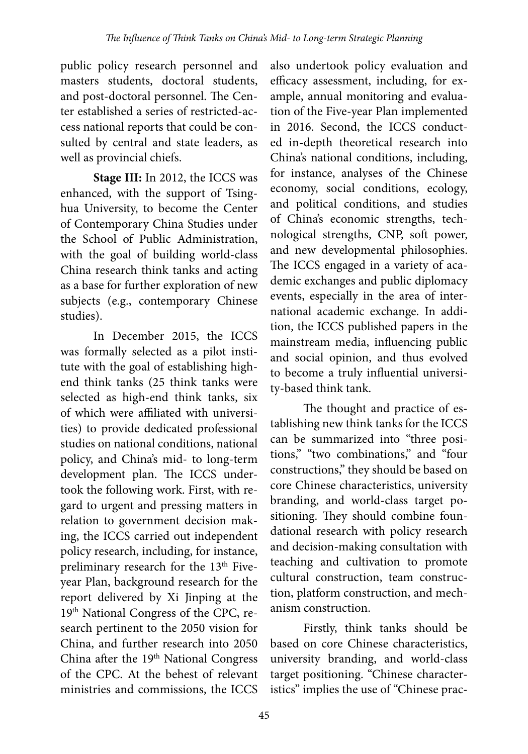public policy research personnel and masters students, doctoral students, and post-doctoral personnel. The Center established a series of restricted-access national reports that could be consulted by central and state leaders, as well as provincial chiefs.

**Stage III:** In 2012, the ICCS was enhanced, with the support of Tsinghua University, to become the Center of Contemporary China Studies under the School of Public Administration, with the goal of building world-class China research think tanks and acting as a base for further exploration of new subjects (e.g., contemporary Chinese studies).

In December 2015, the ICCS was formally selected as a pilot institute with the goal of establishing high-end think tanks (25 think tanks were selected as high-end think tanks, six of which were affiliated with universities) to provide dedicated professional studies on national conditions, national policy, and China's mid- to long-term development plan. The ICCS undertook the following work. First, with regard to urgent and pressing matters in relation to government decision making, the ICCS carried out independent policy research, including, for instance, preliminary research for the 13th Five-year Plan, background research for the report delivered by Xi Jinping at the 19th National Congress of the CPC, research pertinent to the 2050 vision for China, and further research into 2050 China after the 19th National Congress of the CPC. At the behest of relevant ministries and commissions, the ICCS also undertook policy evaluation and efficacy assessment, including, for example, annual monitoring and evaluation of the Five-year Plan implemented in 2016. Second, the ICCS conducted in-depth theoretical research into China's national conditions, including, for instance, analyses of the Chinese economy, social conditions, ecology, and political conditions, and studies of China's economic strengths, technological strengths, CNP, soft power, and new developmental philosophies. The ICCS engaged in a variety of academic exchanges and public diplomacy events, especially in the area of international academic exchange. In addition, the ICCS published papers in the mainstream media, influencing public and social opinion, and thus evolved to become a truly influential university-based think tank.

The thought and practice of establishing new think tanks for the ICCS can be summarized into "three positions," "two combinations," and "four constructions," they should be based on core Chinese characteristics, university branding, and world-class target positioning. They should combine foundational research with policy research and decision-making consultation with teaching and cultivation to promote cultural construction, team construction, platform construction, and mechanism construction.

Firstly, think tanks should be based on core Chinese characteristics, university branding, and world-class target positioning. "Chinese characteristics" implies the use of "Chinese prac-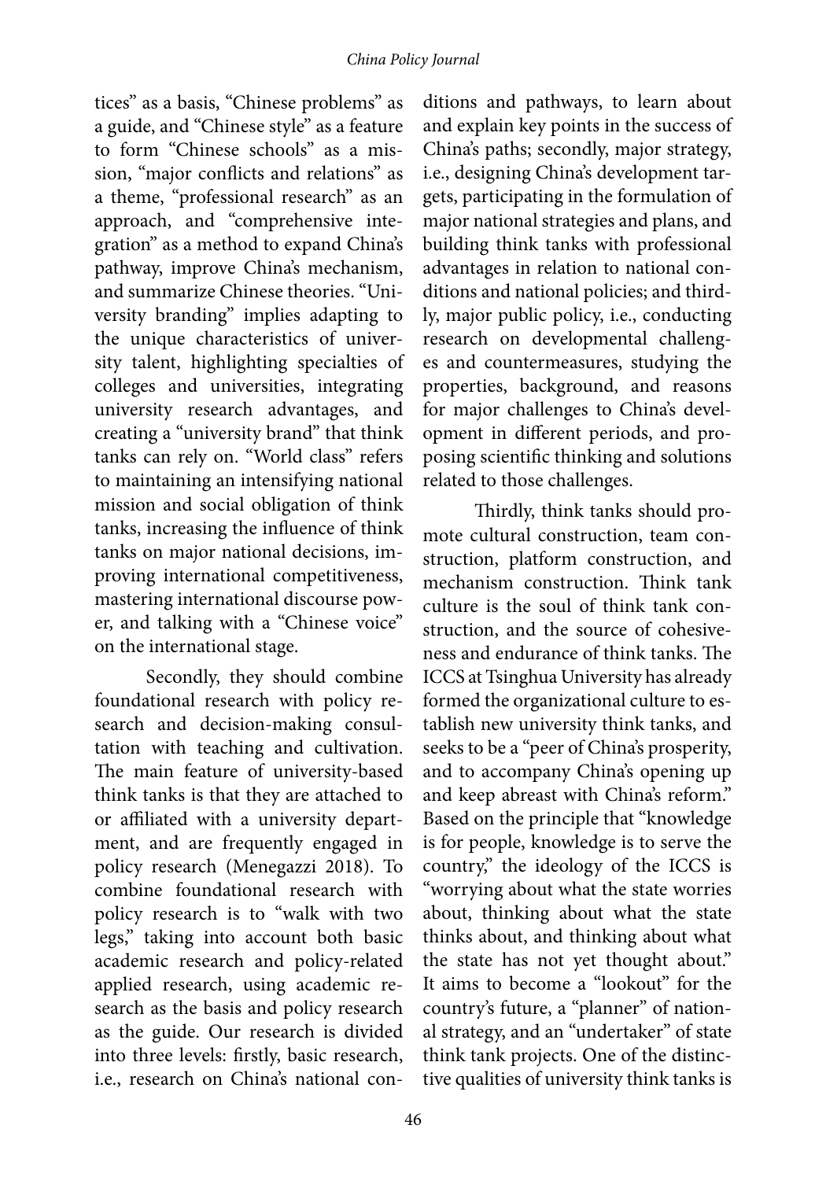tices" as a basis, "Chinese problems" as a guide, and "Chinese style" as a feature to form "Chinese schools" as a mission, "major conflicts and relations" as a theme, "professional research" as an approach, and "comprehensive integration" as a method to expand China's pathway, improve China's mechanism, and summarize Chinese theories. "University branding" implies adapting to the unique characteristics of university talent, highlighting specialties of colleges and universities, integrating university research advantages, and creating a "university brand" that think tanks can rely on. "World class" refers to maintaining an intensifying national mission and social obligation of think tanks, increasing the influence of think tanks on major national decisions, improving international competitiveness, mastering international discourse power, and talking with a "Chinese voice" on the international stage.

Secondly, they should combine foundational research with policy research and decision-making consultation with teaching and cultivation. The main feature of university-based think tanks is that they are attached to or affiliated with a university department, and are frequently engaged in policy research (Menegazzi 2018). To combine foundational research with policy research is to "walk with two legs," taking into account both basic academic research and policy-related applied research, using academic research as the basis and policy research as the guide. Our research is divided into three levels: firstly, basic research, i.e., research on China's national conditions and pathways, to learn about and explain key points in the success of China's paths; secondly, major strategy, i.e., designing China's development targets, participating in the formulation of major national strategies and plans, and building think tanks with professional advantages in relation to national conditions and national policies; and thirdly, major public policy, i.e., conducting research on developmental challenges and countermeasures, studying the properties, background, and reasons for major challenges to China's development in different periods, and proposing scientific thinking and solutions related to those challenges.

Thirdly, think tanks should promote cultural construction, team construction, platform construction, and mechanism construction. Think tank culture is the soul of think tank construction, and the source of cohesiveness and endurance of think tanks. The ICCS at Tsinghua University has already formed the organizational culture to establish new university think tanks, and seeks to be a "peer of China's prosperity, and to accompany China's opening up and keep abreast with China's reform." Based on the principle that "knowledge is for people, knowledge is to serve the country," the ideology of the ICCS is "worrying about what the state worries about, thinking about what the state thinks about, and thinking about what the state has not yet thought about." It aims to become a "lookout" for the country's future, a "planner" of national strategy, and an "undertaker" of state think tank projects. One of the distinctive qualities of university think tanks is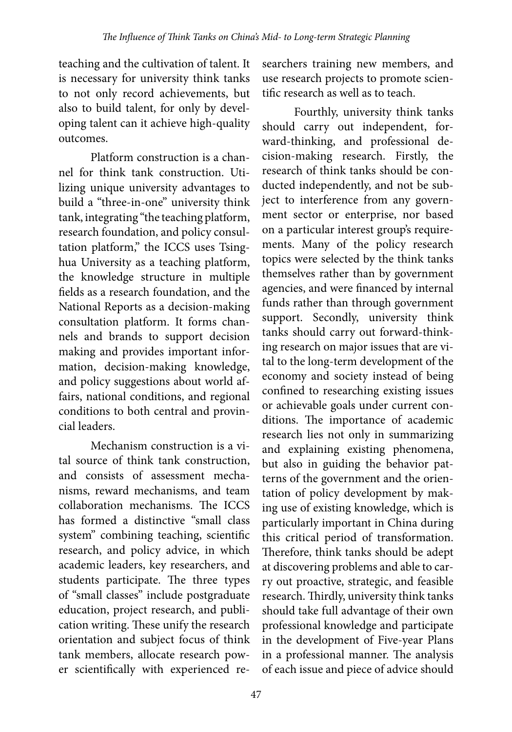teaching and the cultivation of talent. It is necessary for university think tanks to not only record achievements, but also to build talent, for only by developing talent can it achieve high-quality outcomes.

Platform construction is a channel for think tank construction. Utilizing unique university advantages to build a "three-in-one" university think tank, integrating "the teaching platform, research foundation, and policy consultation platform," the ICCS uses Tsinghua University as a teaching platform, the knowledge structure in multiple fields as a research foundation, and the National Reports as a decision-making consultation platform. It forms channels and brands to support decision making and provides important information, decision-making knowledge, and policy suggestions about world affairs, national conditions, and regional conditions to both central and provincial leaders.

Mechanism construction is a vital source of think tank construction, and consists of assessment mechanisms, reward mechanisms, and team collaboration mechanisms. The ICCS has formed a distinctive "small class system" combining teaching, scientific research, and policy advice, in which academic leaders, key researchers, and students participate. The three types of "small classes" include postgraduate education, project research, and publication writing. These unify the research orientation and subject focus of think tank members, allocate research power scientifically with experienced researchers training new members, and use research projects to promote scientific research as well as to teach.

Fourthly, university think tanks should carry out independent, forward-thinking, and professional decision-making research. Firstly, the research of think tanks should be conducted independently, and not be subject to interference from any government sector or enterprise, nor based on a particular interest group's requirements. Many of the policy research topics were selected by the think tanks themselves rather than by government agencies, and were financed by internal funds rather than through government support. Secondly, university think tanks should carry out forward-thinking research on major issues that are vital to the long-term development of the economy and society instead of being confined to researching existing issues or achievable goals under current conditions. The importance of academic research lies not only in summarizing and explaining existing phenomena, but also in guiding the behavior patterns of the government and the orientation of policy development by making use of existing knowledge, which is particularly important in China during this critical period of transformation. Therefore, think tanks should be adept at discovering problems and able to carry out proactive, strategic, and feasible research. Thirdly, university think tanks should take full advantage of their own professional knowledge and participate in the development of Five-year Plans in a professional manner. The analysis of each issue and piece of advice should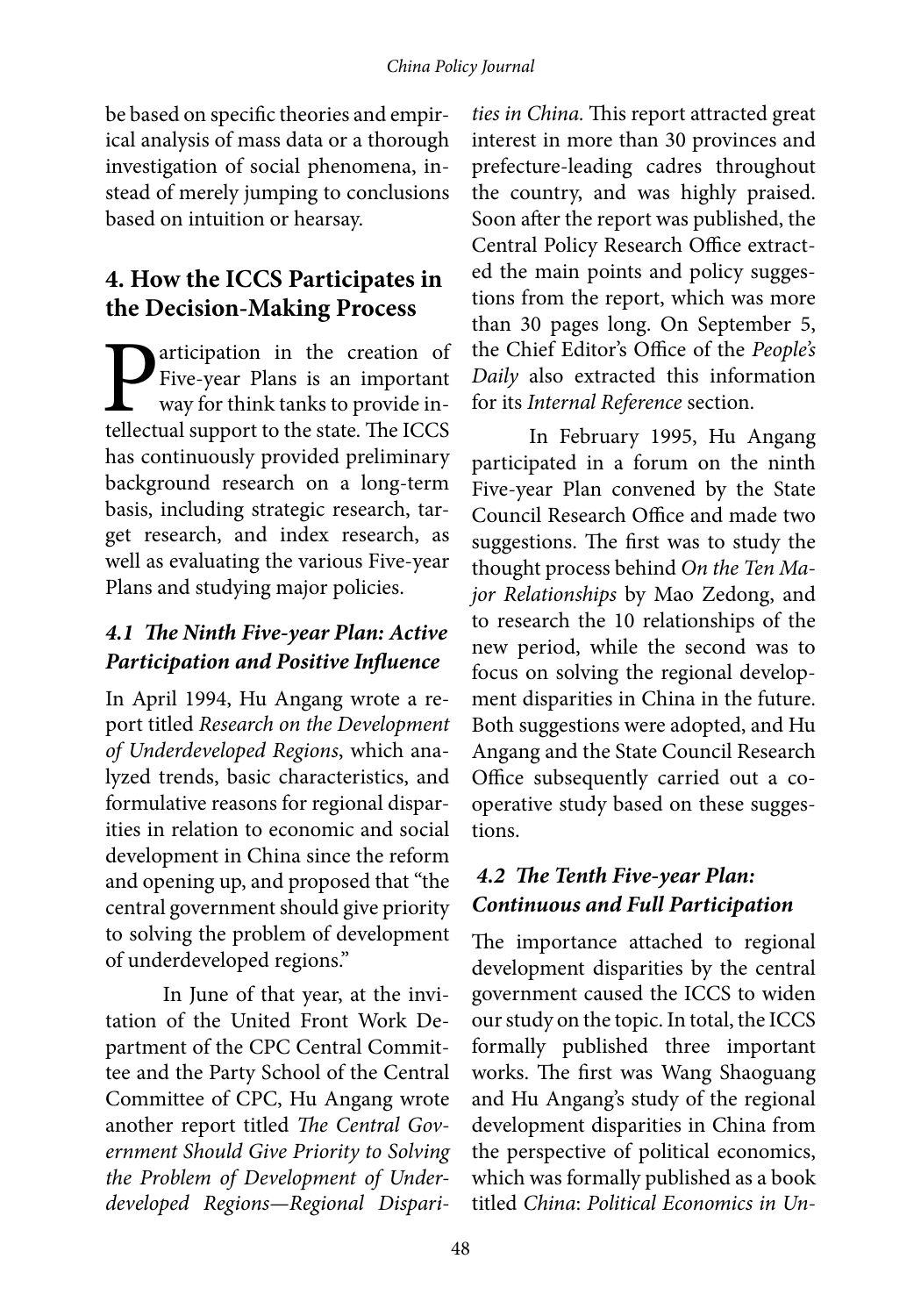be based on specific theories and empirical analysis of mass data or a thorough investigation of social phenomena, instead of merely jumping to conclusions based on intuition or hearsay.

## 4. How the ICCS Participates in the Decision-Making Process

Participation in the creation of Five-year Plans is an important way for think tanks to provide intellectual support to the state. The ICCS has continuously provided preliminary background research on a long-term basis, including strategic research, target research, and index research, as well as evaluating the various Five-year Plans and studying major policies.

### *4.1 The Ninth Five-year Plan: Active Participation and Positive Influence*

In April 1994, Hu Angang wrote a report titled *Research on the Development of Underdeveloped Regions*, which analyzed trends, basic characteristics, and formulative reasons for regional disparities in relation to economic and social development in China since the reform and opening up, and proposed that "the central government should give priority to solving the problem of development of underdeveloped regions."

In June of that year, at the invitation of the United Front Work Department of the CPC Central Committee and the Party School of the Central Committee of CPC, Hu Angang wrote another report titled *The Central Government Should Give Priority to Solving the Problem of Development of Underdeveloped Regions—Regional Disparities in China*. This report attracted great interest in more than 30 provinces and prefecture-leading cadres throughout the country, and was highly praised. Soon after the report was published, the Central Policy Research Office extracted the main points and policy suggestions from the report, which was more than 30 pages long. On September 5, the Chief Editor's Office of the *People's Daily* also extracted this information for its *Internal Reference* section.

In February 1995, Hu Angang participated in a forum on the ninth Five-year Plan convened by the State Council Research Office and made two suggestions. The first was to study the thought process behind *On the Ten Major Relationships* by Mao Zedong, and to research the 10 relationships of the new period, while the second was to focus on solving the regional development disparities in China in the future. Both suggestions were adopted, and Hu Angang and the State Council Research Office subsequently carried out a cooperative study based on these suggestions.

### *4.2 The Tenth Five-year Plan: Continuous and Full Participation*

The importance attached to regional development disparities by the central government caused the ICCS to widen our study on the topic. In total, the ICCS formally published three important works. The first was Wang Shaoguang and Hu Angang's study of the regional development disparities in China from the perspective of political economics, which was formally published as a book titled *China*: *Political Economics in Un-*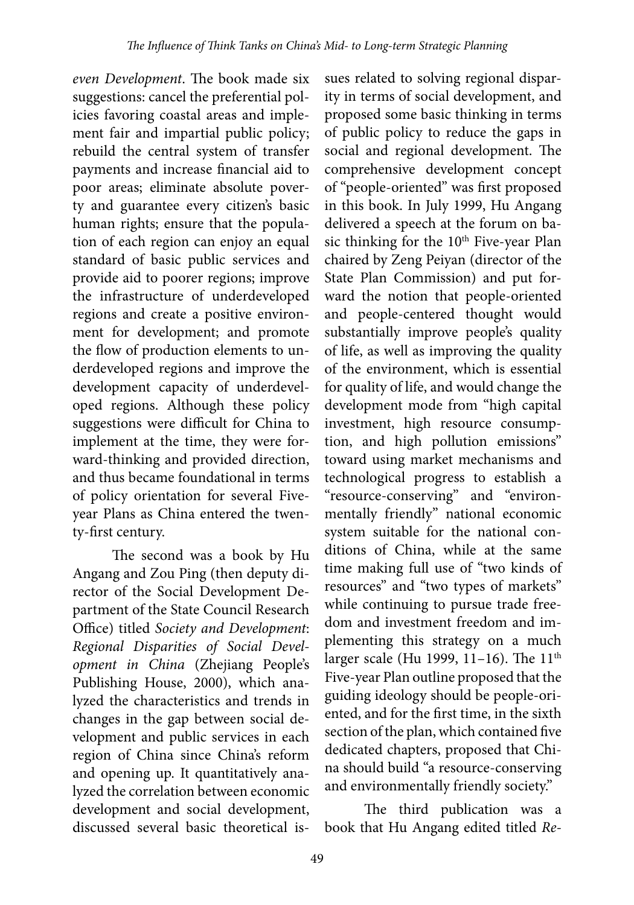*even Development*. The book made six suggestions: cancel the preferential policies favoring coastal areas and implement fair and impartial public policy; rebuild the central system of transfer payments and increase financial aid to poor areas; eliminate absolute poverty and guarantee every citizen's basic human rights; ensure that the population of each region can enjoy an equal standard of basic public services and provide aid to poorer regions; improve the infrastructure of underdeveloped regions and create a positive environment for development; and promote the flow of production elements to underdeveloped regions and improve the development capacity of underdeveloped regions. Although these policy suggestions were difficult for China to implement at the time, they were forward-thinking and provided direction, and thus became foundational in terms of policy orientation for several Five-year Plans as China entered the twenty-first century.

The second was a book by Hu Angang and Zou Ping (then deputy director of the Social Development Department of the State Council Research Office) titled *Society and Development: Regional Disparities of Social Development in China* (Zhejiang People's Publishing House, 2000), which analyzed the characteristics and trends in changes in the gap between social development and public services in each region of China since China's reform and opening up. It quantitatively analyzed the correlation between economic development and social development, discussed several basic theoretical issues related to solving regional disparity in terms of social development, and proposed some basic thinking in terms of public policy to reduce the gaps in social and regional development. The comprehensive development concept of "people-oriented" was first proposed in this book. In July 1999, Hu Angang delivered a speech at the forum on basic thinking for the 10th Five-year Plan chaired by Zeng Peiyan (director of the State Plan Commission) and put forward the notion that people-oriented and people-centered thought would substantially improve people's quality of life, as well as improving the quality of the environment, which is essential for quality of life, and would change the development mode from "high capital investment, high resource consumption, and high pollution emissions" toward using market mechanisms and technological progress to establish a "resource-conserving" and "environmentally friendly" national economic system suitable for the national conditions of China, while at the same time making full use of "two kinds of resources" and "two types of markets" while continuing to pursue trade freedom and investment freedom and implementing this strategy on a much larger scale (Hu 1999, 11–16). The 11th Five-year Plan outline proposed that the guiding ideology should be people-oriented, and for the first time, in the sixth section of the plan, which contained five dedicated chapters, proposed that China should build "a resource-conserving and environmentally friendly society."

The third publication was a book that Hu Angang edited titled *Re-*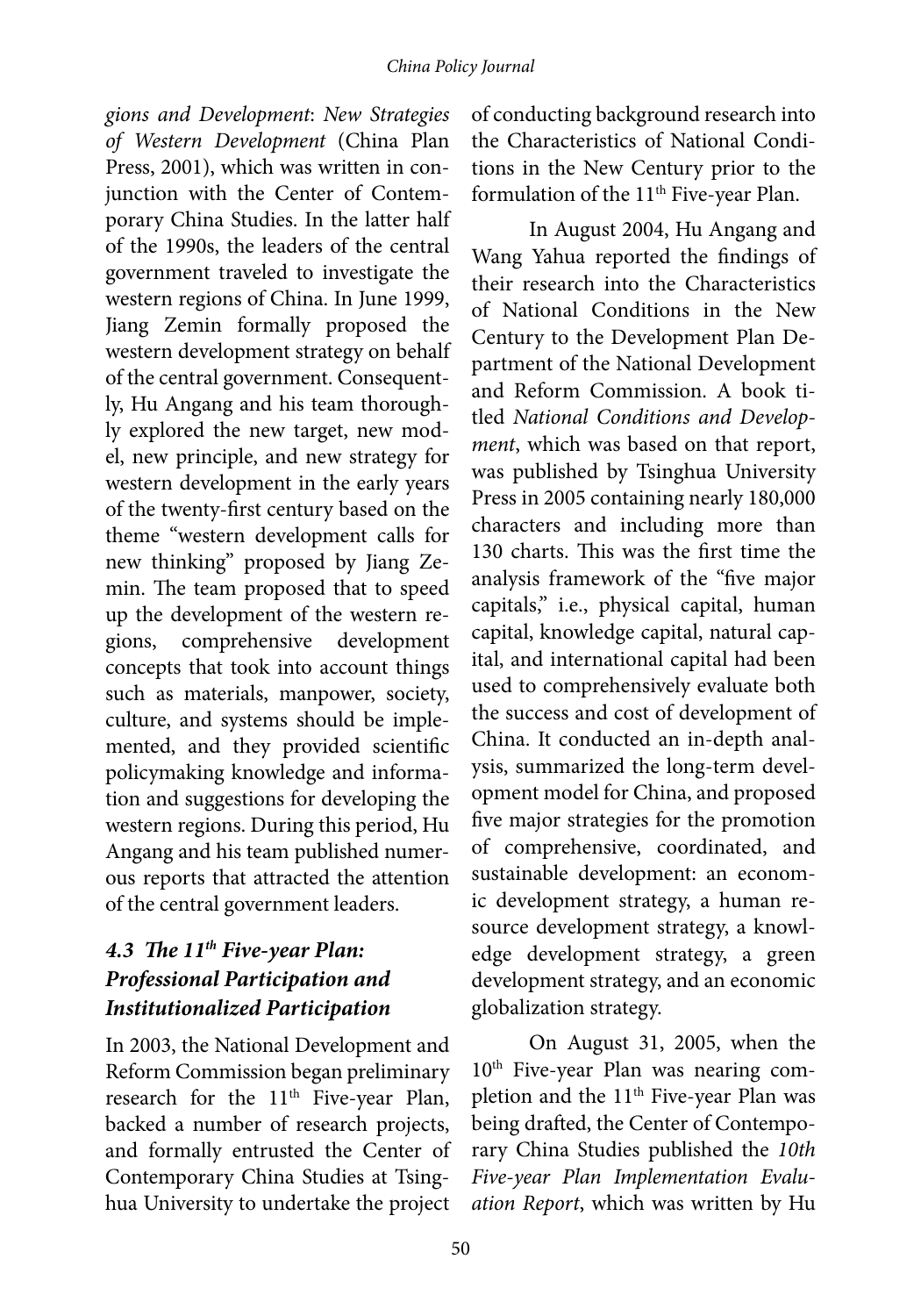*gions and Development*: *New Strategies of Western Development* (China Plan Press, 2001), which was written in conjunction with the Center of Contemporary China Studies. In the latter half of the 1990s, the leaders of the central government traveled to investigate the western regions of China. In June 1999, Jiang Zemin formally proposed the western development strategy on behalf of the central government. Consequently, Hu Angang and his team thoroughly explored the new target, new model, new principle, and new strategy for western development in the early years of the twenty-first century based on the theme "western development calls for new thinking" proposed by Jiang Zemin. The team proposed that to speed up the development of the western regions, comprehensive development concepts that took into account things such as materials, manpower, society, culture, and systems should be implemented, and they provided scientific policymaking knowledge and information and suggestions for developing the western regions. During this period, Hu Angang and his team published numerous reports that attracted the attention of the central government leaders.

### *4.3 The 11th Five-year Plan: Professional Participation and Institutionalized Participation*

In 2003, the National Development and Reform Commission began preliminary research for the 11th Five-year Plan, backed a number of research projects, and formally entrusted the Center of Contemporary China Studies at Tsinghua University to undertake the project of conducting background research into the Characteristics of National Conditions in the New Century prior to the formulation of the 11th Five-year Plan.

In August 2004, Hu Angang and Wang Yahua reported the findings of their research into the Characteristics of National Conditions in the New Century to the Development Plan Department of the National Development and Reform Commission. A book titled *National Conditions and Development*, which was based on that report, was published by Tsinghua University Press in 2005 containing nearly 180,000 characters and including more than 130 charts. This was the first time the analysis framework of the "five major capitals," i.e., physical capital, human capital, knowledge capital, natural capital, and international capital had been used to comprehensively evaluate both the success and cost of development of China. It conducted an in-depth analysis, summarized the long-term development model for China, and proposed five major strategies for the promotion of comprehensive, coordinated, and sustainable development: an economic development strategy, a human resource development strategy, a knowledge development strategy, a green development strategy, and an economic globalization strategy.

On August 31, 2005, when the 10th Five-year Plan was nearing completion and the 11th Five-year Plan was being drafted, the Center of Contemporary China Studies published the *10th Five-year Plan Implementation Evaluation Report*, which was written by Hu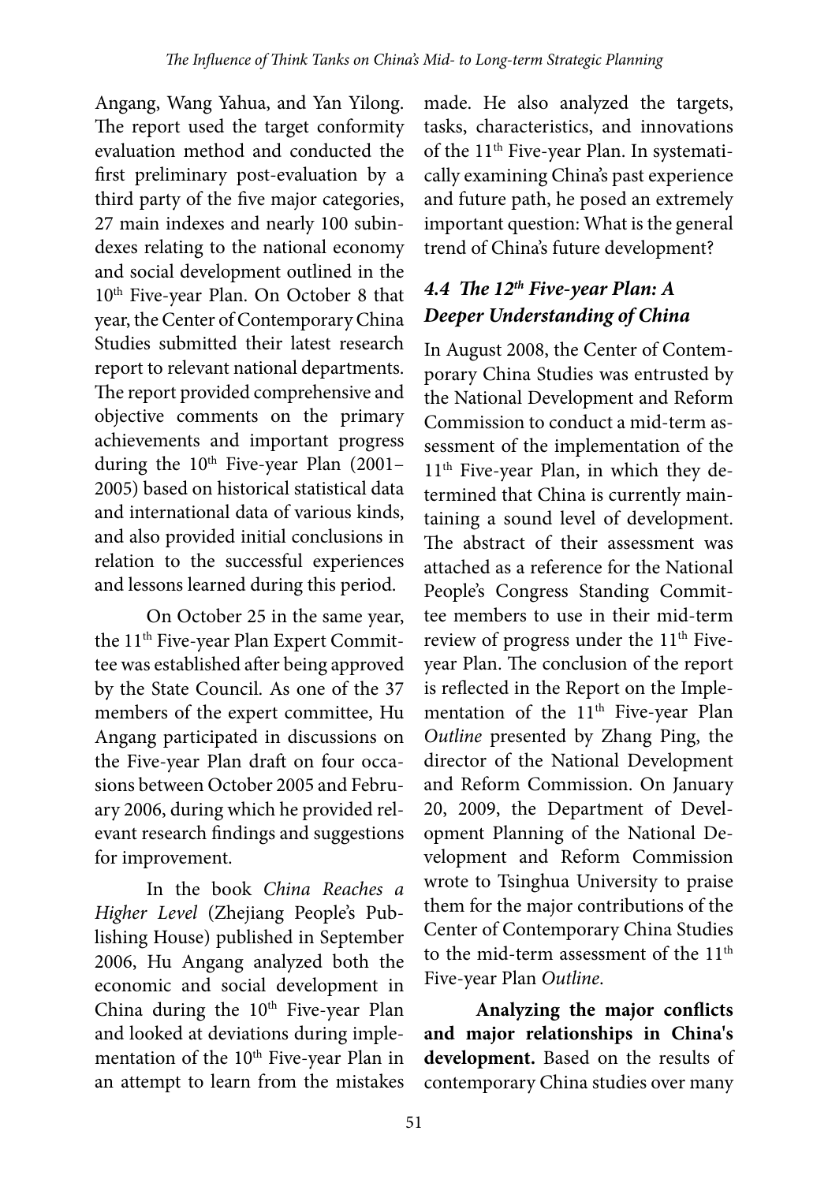Angang, Wang Yahua, and Yan Yilong. The report used the target conformity evaluation method and conducted the first preliminary post-evaluation by a third party of the five major categories, 27 main indexes and nearly 100 subindexes relating to the national economy and social development outlined in the 10th Five-year Plan. On October 8 that year, the Center of Contemporary China Studies submitted their latest research report to relevant national departments. The report provided comprehensive and objective comments on the primary achievements and important progress during the 10th Five-year Plan (2001–2005) based on historical statistical data and international data of various kinds, and also provided initial conclusions in relation to the successful experiences and lessons learned during this period.

On October 25 in the same year, the 11th Five-year Plan Expert Committee was established after being approved by the State Council. As one of the 37 members of the expert committee, Hu Angang participated in discussions on the Five-year Plan draft on four occasions between October 2005 and February 2006, during which he provided relevant research findings and suggestions for improvement.

In the book *China Reaches a Higher Level* (Zhejiang People's Publishing House) published in September 2006, Hu Angang analyzed both the economic and social development in China during the 10th Five-year Plan and looked at deviations during implementation of the 10th Five-year Plan in an attempt to learn from the mistakes made. He also analyzed the targets, tasks, characteristics, and innovations of the 11th Five-year Plan. In systematically examining China's past experience and future path, he posed an extremely important question: What is the general trend of China's future development?

### *4.4 The 12th Five-year Plan: A Deeper Understanding of China*

In August 2008, the Center of Contemporary China Studies was entrusted by the National Development and Reform Commission to conduct a mid-term assessment of the implementation of the 11th Five-year Plan, in which they determined that China is currently maintaining a sound level of development. The abstract of their assessment was attached as a reference for the National People's Congress Standing Committee members to use in their mid-term review of progress under the 11th Five-year Plan. The conclusion of the report is reflected in the Report on the Implementation of the 11th Five-year Plan *Outline* presented by Zhang Ping, the director of the National Development and Reform Commission. On January 20, 2009, the Department of Development Planning of the National Development and Reform Commission wrote to Tsinghua University to praise them for the major contributions of the Center of Contemporary China Studies to the mid-term assessment of the 11th Five-year Plan *Outline*.

**Analyzing the major conflicts and major relationships in China's development.** Based on the results of contemporary China studies over many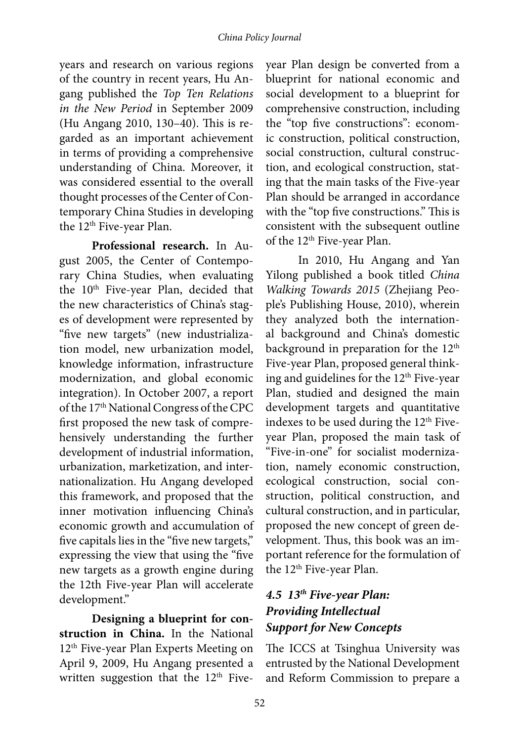years and research on various regions of the country in recent years, Hu Angang published the *Top Ten Relations in the New Period* in September 2009 (Hu Angang 2010, 130–40). This is regarded as an important achievement in terms of providing a comprehensive understanding of China. Moreover, it was considered essential to the overall thought processes of the Center of Contemporary China Studies in developing the 12th Five-year Plan.

**Professional research.** In August 2005, the Center of Contemporary China Studies, when evaluating the 10th Five-year Plan, decided that the new characteristics of China's stages of development were represented by "five new targets" (new industrialization model, new urbanization model, knowledge information, infrastructure modernization, and global economic integration). In October 2007, a report of the 17th National Congress of the CPC first proposed the new task of comprehensively understanding the further development of industrial information, urbanization, marketization, and internationalization. Hu Angang developed this framework, and proposed that the inner motivation influencing China's economic growth and accumulation of five capitals lies in the "five new targets," expressing the view that using the "five new targets as a growth engine during the 12th Five-year Plan will accelerate development."

**Designing a blueprint for construction in China.** In the National 12th Five-year Plan Experts Meeting on April 9, 2009, Hu Angang presented a written suggestion that the 12th Five-year Plan design be converted from a blueprint for national economic and social development to a blueprint for comprehensive construction, including the "top five constructions": economic construction, political construction, social construction, cultural construction, and ecological construction, stating that the main tasks of the Five-year Plan should be arranged in accordance with the "top five constructions." This is consistent with the subsequent outline of the 12th Five-year Plan.

In 2010, Hu Angang and Yan Yilong published a book titled *China Walking Towards 2015* (Zhejiang People's Publishing House, 2010), wherein they analyzed both the international background and China's domestic background in preparation for the 12th Five-year Plan, proposed general thinking and guidelines for the 12th Five-year Plan, studied and designed the main development targets and quantitative indexes to be used during the 12th Five-year Plan, proposed the main task of "Five-in-one" for socialist modernization, namely economic construction, ecological construction, social construction, political construction, and cultural construction, and in particular, proposed the new concept of green development. Thus, this book was an important reference for the formulation of the 12th Five-year Plan.

### *4.5 13th Five-year Plan: Providing Intellectual Support for New Concepts*

The ICCS at Tsinghua University was entrusted by the National Development and Reform Commission to prepare a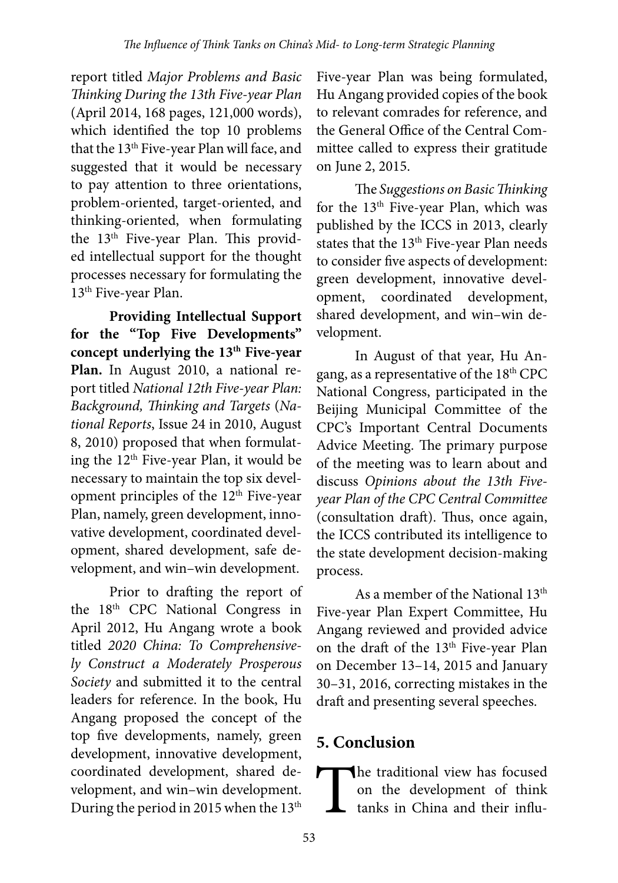report titled *Major Problems and Basic Thinking During the 13th Five-year Plan* (April 2014, 168 pages, 121,000 words), which identified the top 10 problems that the 13th Five-year Plan will face, and suggested that it would be necessary to pay attention to three orientations, problem-oriented, target-oriented, and thinking-oriented, when formulating the 13th Five-year Plan. This provided intellectual support for the thought processes necessary for formulating the 13th Five-year Plan.

**Providing Intellectual Support for the "Top Five Developments" concept underlying the 13th Five-year Plan.** In August 2010, a national report titled *National 12th Five-year Plan: Background, Thinking and Targets* (*National Reports*, Issue 24 in 2010, August 8, 2010) proposed that when formulating the 12th Five-year Plan, it would be necessary to maintain the top six development principles of the 12th Five-year Plan, namely, green development, innovative development, coordinated development, shared development, safe development, and win–win development.

Prior to drafting the report of the 18th CPC National Congress in April 2012, Hu Angang wrote a book titled *2020 China: To Comprehensively Construct a Moderately Prosperous Society* and submitted it to the central leaders for reference. In the book, Hu Angang proposed the concept of the top five developments, namely, green development, innovative development, coordinated development, shared development, and win–win development. During the period in 2015 when the 13th Five-year Plan was being formulated, Hu Angang provided copies of the book to relevant comrades for reference, and the General Office of the Central Committee called to express their gratitude on June 2, 2015.

The *Suggestions on Basic Thinking* for the 13th Five-year Plan, which was published by the ICCS in 2013, clearly states that the 13th Five-year Plan needs to consider five aspects of development: green development, innovative development, coordinated development, shared development, and win–win development.

In August of that year, Hu Angang, as a representative of the 18th CPC National Congress, participated in the Beijing Municipal Committee of the CPC's Important Central Documents Advice Meeting. The primary purpose of the meeting was to learn about and discuss *Opinions about the 13th Five-year Plan of the CPC Central Committee* (consultation draft). Thus, once again, the ICCS contributed its intelligence to the state development decision-making process.

As a member of the National 13th Five-year Plan Expert Committee, Hu Angang reviewed and provided advice on the draft of the 13th Five-year Plan on December 13–14, 2015 and January 30–31, 2016, correcting mistakes in the draft and presenting several speeches.

## 5. Conclusion

The traditional view has focused on the development of think tanks in China and their influ-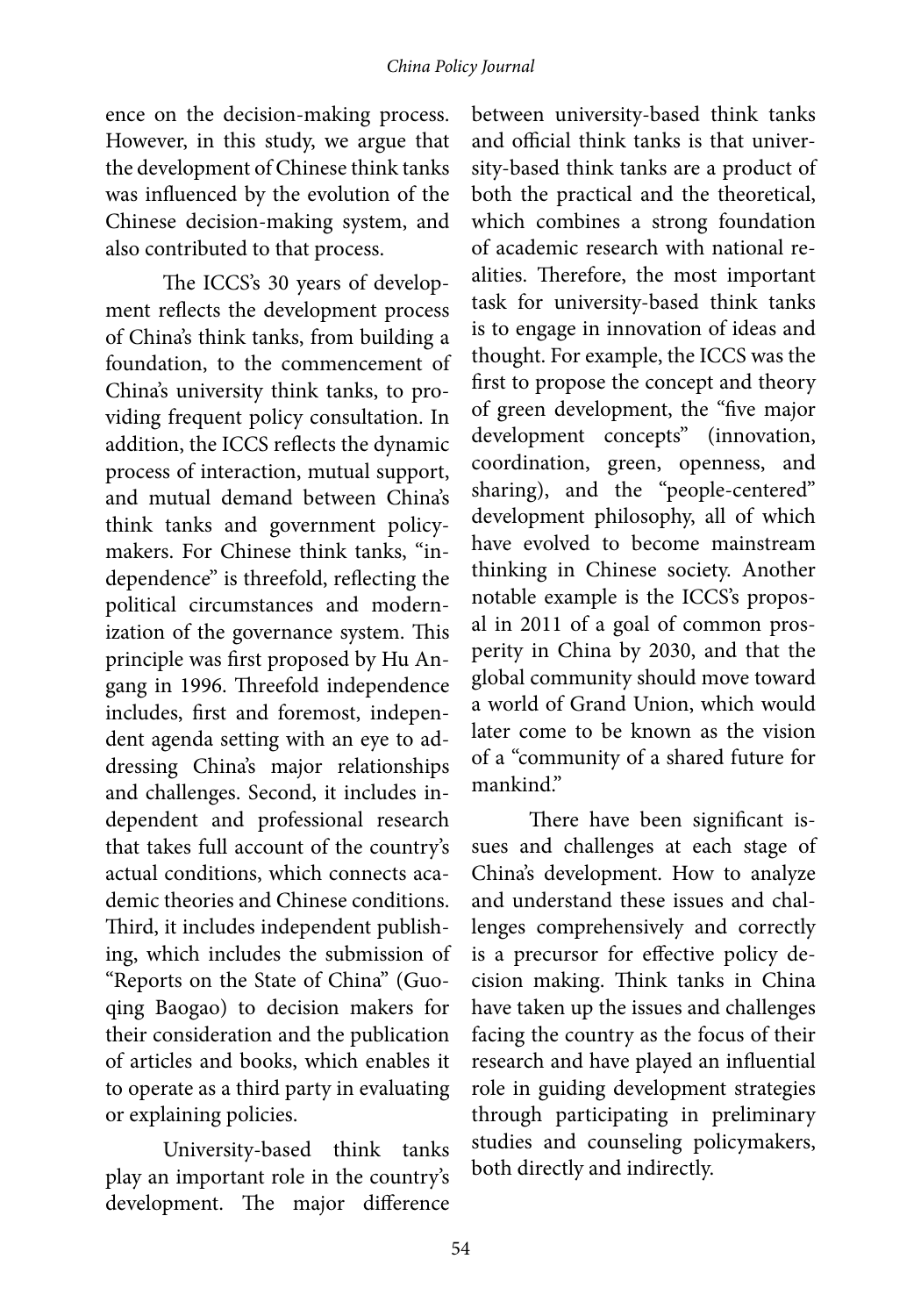ence on the decision-making process. However, in this study, we argue that the development of Chinese think tanks was influenced by the evolution of the Chinese decision-making system, and also contributed to that process.

The ICCS's 30 years of development reflects the development process of China's think tanks, from building a foundation, to the commencement of China's university think tanks, to providing frequent policy consultation. In addition, the ICCS reflects the dynamic process of interaction, mutual support, and mutual demand between China's think tanks and government policymakers. For Chinese think tanks, "independence" is threefold, reflecting the political circumstances and modernization of the governance system. This principle was first proposed by Hu Angang in 1996. Threefold independence includes, first and foremost, independent agenda setting with an eye to addressing China's major relationships and challenges. Second, it includes independent and professional research that takes full account of the country's actual conditions, which connects academic theories and Chinese conditions. Third, it includes independent publishing, which includes the submission of "Reports on the State of China" (Guoqing Baogao) to decision makers for their consideration and the publication of articles and books, which enables it to operate as a third party in evaluating or explaining policies.

University-based think tanks play an important role in the country's development. The major difference between university-based think tanks and official think tanks is that university-based think tanks are a product of both the practical and the theoretical, which combines a strong foundation of academic research with national realities. Therefore, the most important task for university-based think tanks is to engage in innovation of ideas and thought. For example, the ICCS was the first to propose the concept and theory of green development, the "five major development concepts" (innovation, coordination, green, openness, and sharing), and the "people-centered" development philosophy, all of which have evolved to become mainstream thinking in Chinese society. Another notable example is the ICCS's proposal in 2011 of a goal of common prosperity in China by 2030, and that the global community should move toward a world of Grand Union, which would later come to be known as the vision of a "community of a shared future for mankind."

There have been significant issues and challenges at each stage of China's development. How to analyze and understand these issues and challenges comprehensively and correctly is a precursor for effective policy decision making. Think tanks in China have taken up the issues and challenges facing the country as the focus of their research and have played an influential role in guiding development strategies through participating in preliminary studies and counseling policymakers, both directly and indirectly.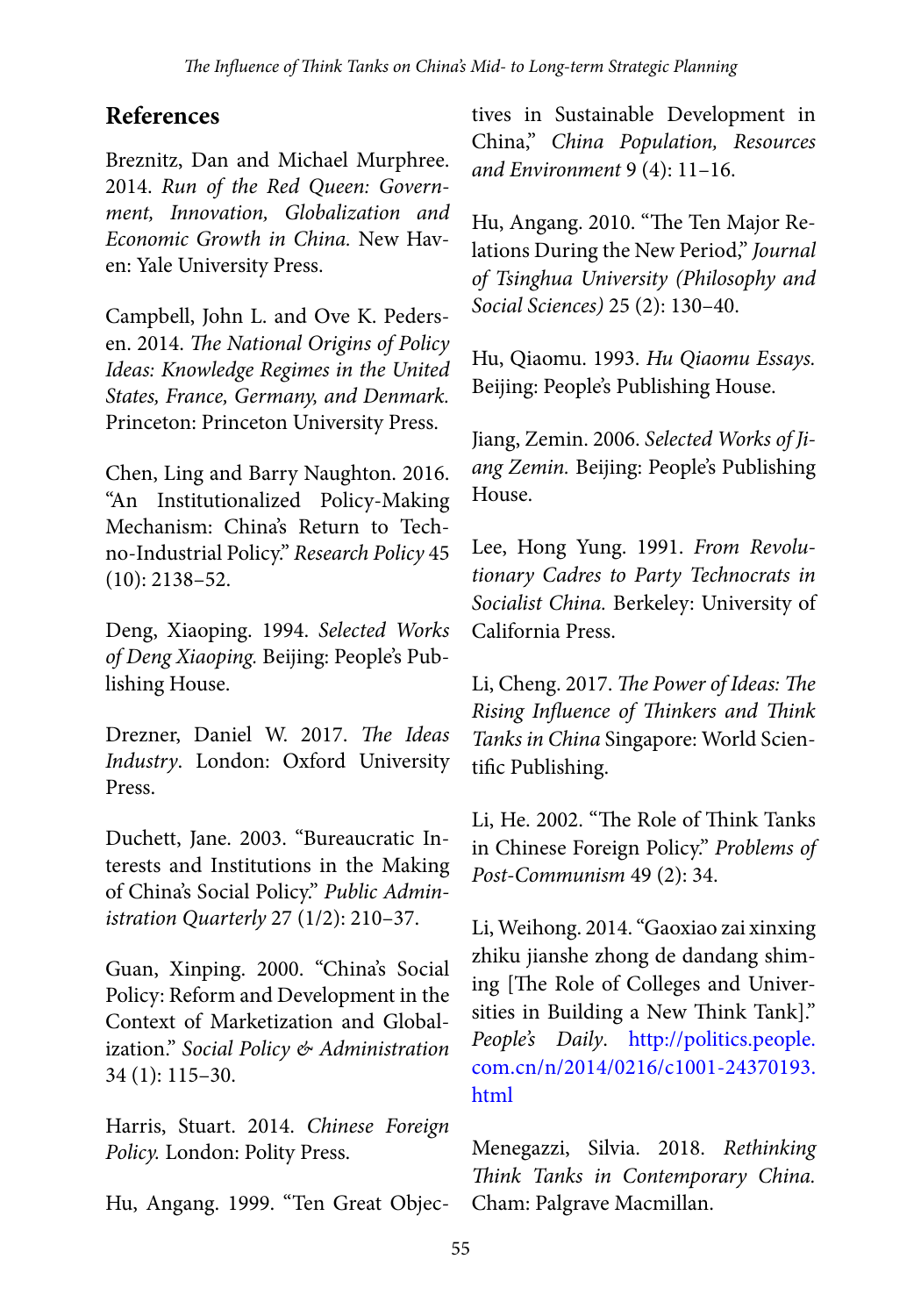## References

Breznitz, Dan and Michael Murphree. 2014. *Run of the Red Queen: Government, Innovation, Globalization and Economic Growth in China.* New Haven: Yale University Press.

Campbell, John L. and Ove K. Pedersen. 2014. *The National Origins of Policy Ideas: Knowledge Regimes in the United States, France, Germany, and Denmark.* Princeton: Princeton University Press.

Chen, Ling and Barry Naughton. 2016. "An Institutionalized Policy-Making Mechanism: China's Return to Techno-Industrial Policy." *Research Policy* 45 (10): 2138–52.

Deng, Xiaoping. 1994. *Selected Works of Deng Xiaoping.* Beijing: People's Publishing House.

Drezner, Daniel W. 2017. *The Ideas Industry*. London: Oxford University Press.

Duchett, Jane. 2003. "Bureaucratic Interests and Institutions in the Making of China's Social Policy." *Public Administration Quarterly* 27 (1/2): 210–37.

Guan, Xinping. 2000. "China's Social Policy: Reform and Development in the Context of Marketization and Globalization." *Social Policy & Administration* 34 (1): 115–30.

Harris, Stuart. 2014. *Chinese Foreign Policy.* London: Polity Press.

Hu, Angang. 1999. "Ten Great Objectives in Sustainable Development in China," *China Population, Resources and Environment* 9 (4): 11–16.

Hu, Angang. 2010. "The Ten Major Relations During the New Period," *Journal of Tsinghua University (Philosophy and Social Sciences)* 25 (2): 130–40.

Hu, Qiaomu. 1993. *Hu Qiaomu Essays.* Beijing: People's Publishing House.

Jiang, Zemin. 2006. *Selected Works of Jiang Zemin.* Beijing: People's Publishing House.

Lee, Hong Yung. 1991. *From Revolutionary Cadres to Party Technocrats in Socialist China.* Berkeley: University of California Press.

Li, Cheng. 2017. *The Power of Ideas: The Rising Influence of Thinkers and Think Tanks in China* Singapore: World Scientific Publishing.

Li, He. 2002. "The Role of Think Tanks in Chinese Foreign Policy." *Problems of Post-Communism* 49 (2): 34.

Li, Weihong. 2014. "Gaoxiao zai xinxing zhiku jianshe zhong de dandang shiming [The Role of Colleges and Universities in Building a New Think Tank]." *People's Daily*. http://politics.people.com.cn/n/2014/0216/c1001-24370193.html

Menegazzi, Silvia. 2018. *Rethinking Think Tanks in Contemporary China.* Cham: Palgrave Macmillan.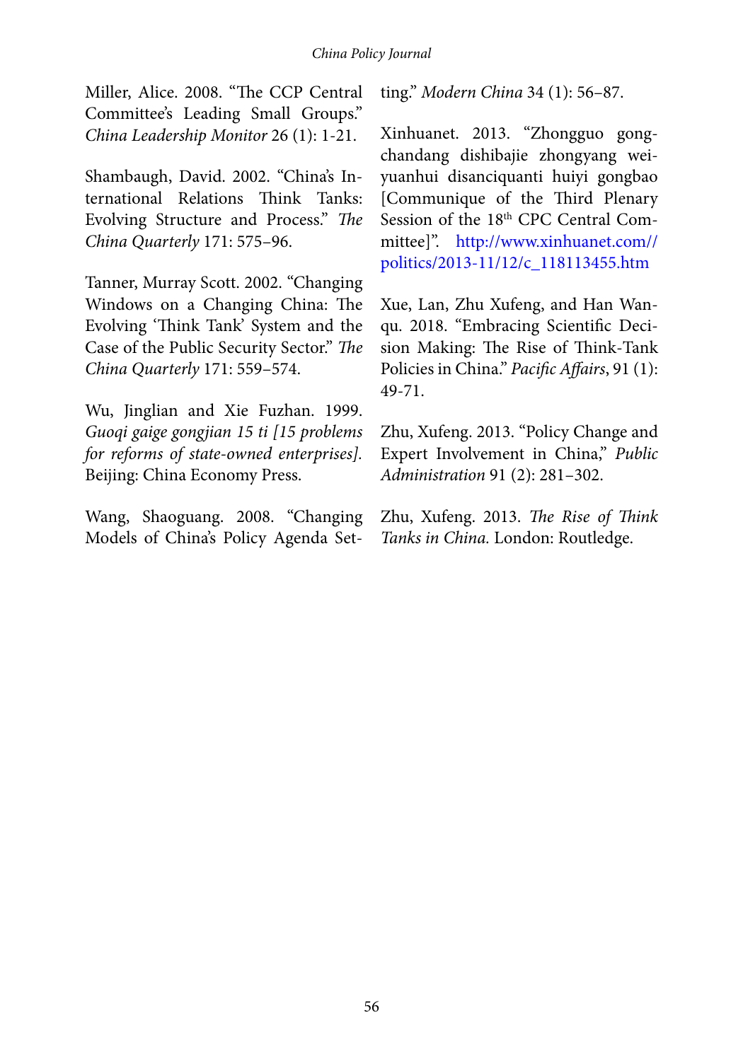Miller, Alice. 2008. "The CCP Central Committee's Leading Small Groups." *China Leadership Monitor* 26 (1): 1-21.

Shambaugh, David. 2002. "China's International Relations Think Tanks: Evolving Structure and Process." *The China Quarterly* 171: 575–96.

Tanner, Murray Scott. 2002. "Changing Windows on a Changing China: The Evolving 'Think Tank' System and the Case of the Public Security Sector." *The China Quarterly* 171: 559–574.

Wu, Jinglian and Xie Fuzhan. 1999. *Guoqi gaige gongjian 15 ti [15 problems for reforms of state-owned enterprises].* Beijing: China Economy Press.

Wang, Shaoguang. 2008. "Changing Models of China's Policy Agenda Setting." *Modern China* 34 (1): 56–87.

Xinhuanet. 2013. "Zhongguo gongchandang dishibajie zhongyang weiyuanhui disanciquanti huiyi gongbao [Communique of the Third Plenary Session of the 18th CPC Central Committee]". http://www.xinhuanet.com//politics/2013-11/12/c_118113455.htm

Xue, Lan, Zhu Xufeng, and Han Wanqu. 2018. "Embracing Scientific Decision Making: The Rise of Think-Tank Policies in China." *Pacific Affairs*, 91 (1): 49-71.

Zhu, Xufeng. 2013. "Policy Change and Expert Involvement in China," *Public Administration* 91 (2): 281–302.

Zhu, Xufeng. 2013. *The Rise of Think Tanks in China.* London: Routledge.